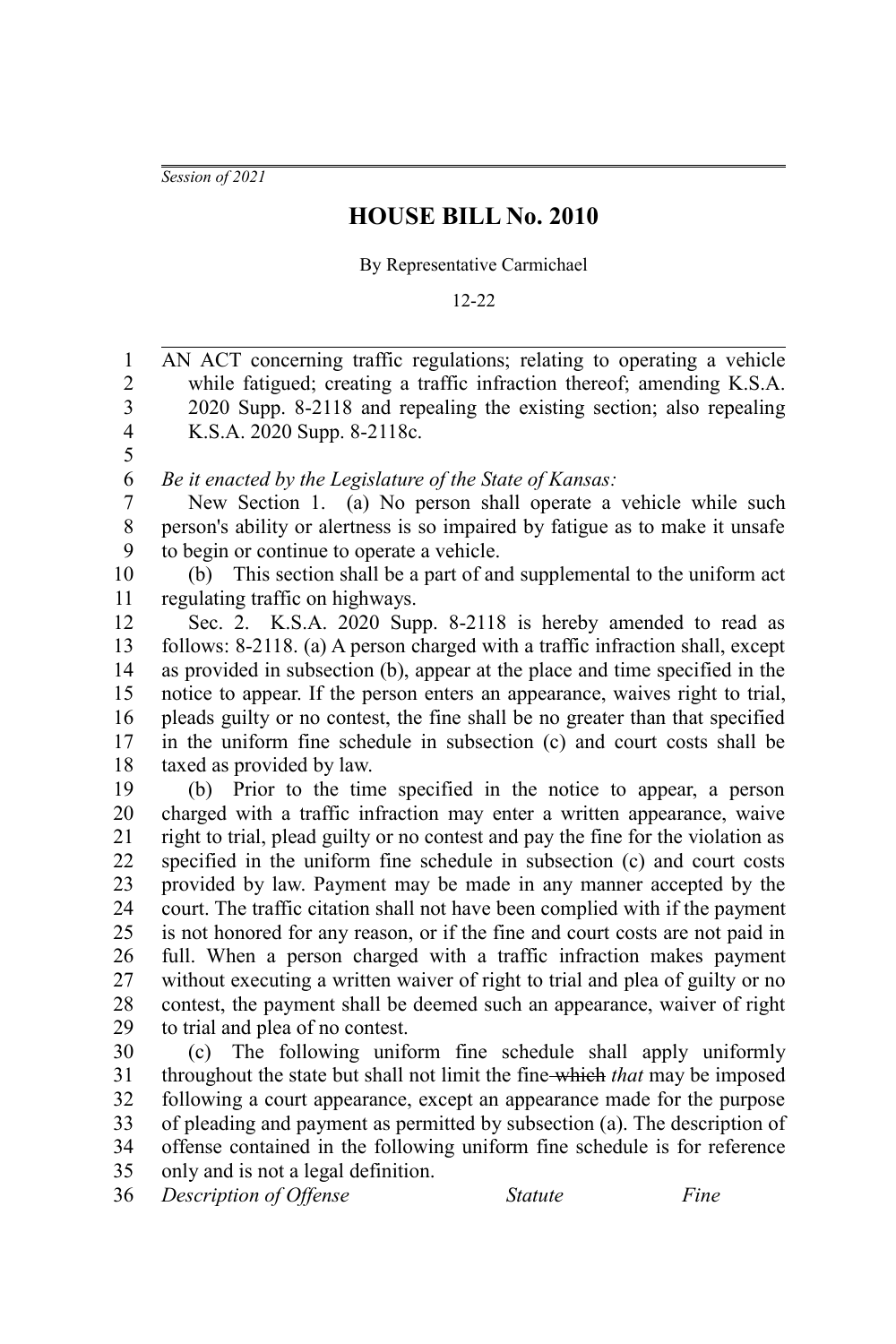*Session of 2021*

# HOUSE BILL No. 2010

By Representative Carmichael

12-22

AN ACT concerning traffic regulations; relating to operating a vehicle while fatigued; creating a traffic infraction thereof; amending K.S.A. 2020 Supp. 8-2118 and repealing the existing section; also repealing K.S.A. 2020 Supp. 8-2118c.

*Be it enacted by the Legislature of the State of Kansas:*

New Section 1. (a) No person shall operate a vehicle while such person's ability or alertness is so impaired by fatigue as to make it unsafe to begin or continue to operate a vehicle.

(b) This section shall be a part of and supplemental to the uniform act regulating traffic on highways.

Sec. 2. K.S.A. 2020 Supp. 8-2118 is hereby amended to read as follows: 8-2118. (a) A person charged with a traffic infraction shall, except as provided in subsection (b), appear at the place and time specified in the notice to appear. If the person enters an appearance, waives right to trial, pleads guilty or no contest, the fine shall be no greater than that specified in the uniform fine schedule in subsection (c) and court costs shall be taxed as provided by law.

(b) Prior to the time specified in the notice to appear, a person charged with a traffic infraction may enter a written appearance, waive right to trial, plead guilty or no contest and pay the fine for the violation as specified in the uniform fine schedule in subsection (c) and court costs provided by law. Payment may be made in any manner accepted by the court. The traffic citation shall not have been complied with if the payment is not honored for any reason, or if the fine and court costs are not paid in full. When a person charged with a traffic infraction makes payment without executing a written waiver of right to trial and plea of guilty or no contest, the payment shall be deemed such an appearance, waiver of right to trial and plea of no contest.

(c) The following uniform fine schedule shall apply uniformly throughout the state but shall not limit the fine ~~which~~ *that* may be imposed following a court appearance, except an appearance made for the purpose of pleading and payment as permitted by subsection (a). The description of offense contained in the following uniform fine schedule is for reference only and is not a legal definition.

| *Description of Offense* | *Statute* | *Fine* |
|---|---|---|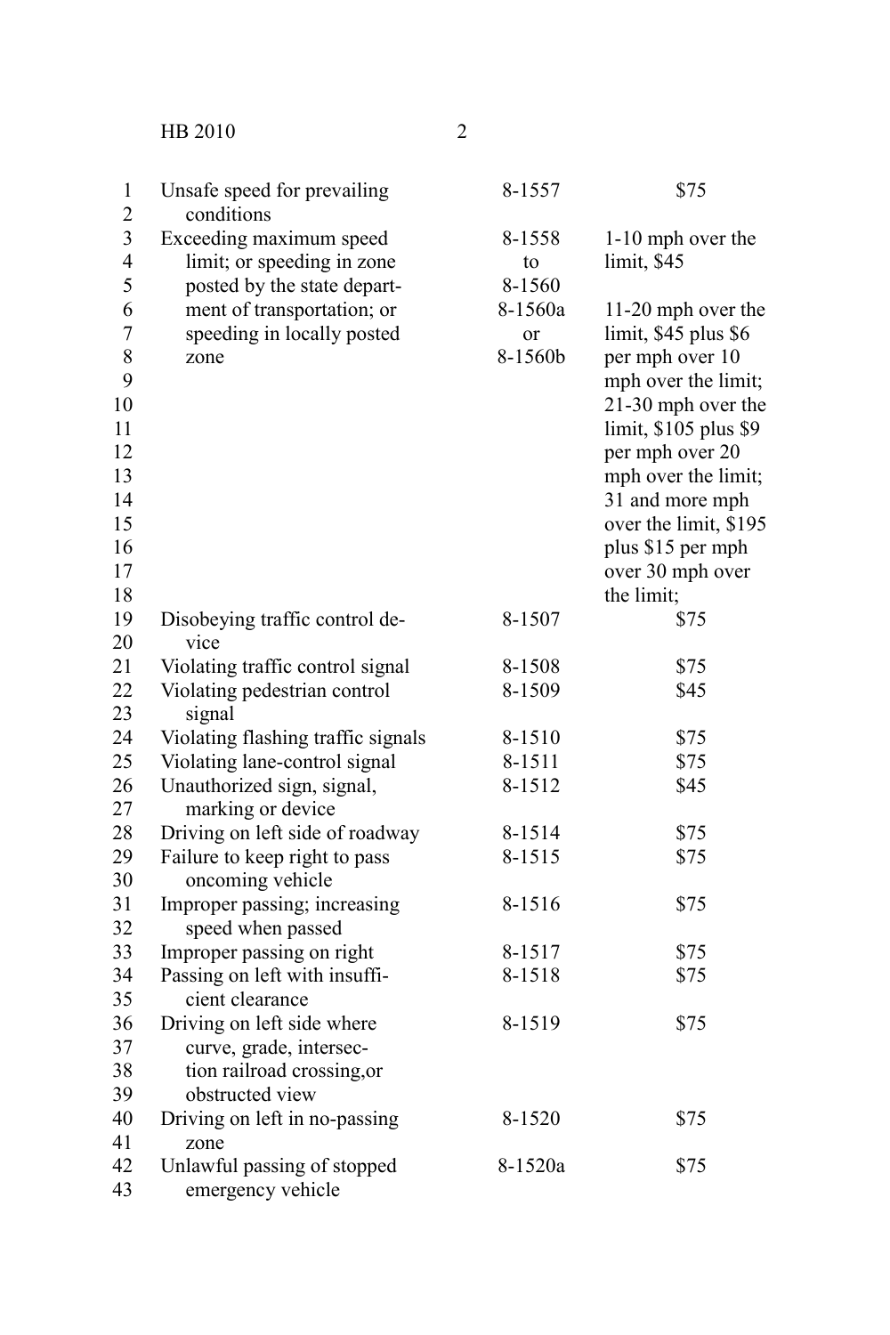| | | |
|---|---|---|
| Unsafe speed for prevailing conditions | 8-1557 | $75 |
| Exceeding maximum speed limit; or speeding in zone posted by the state department of transportation; or speeding in locally posted zone | 8-1558 to 8-1560 8-1560a or 8-1560b | 1-10 mph over the limit, $45<br><br>11-20 mph over the limit, $45 plus $6 per mph over 10 mph over the limit; 21-30 mph over the limit, $105 plus $9 per mph over 20 mph over the limit; 31 and more mph over the limit, $195 plus $15 per mph over 30 mph over the limit; |
| Disobeying traffic control device | 8-1507 | $75 |
| Violating traffic control signal | 8-1508 | $75 |
| Violating pedestrian control signal | 8-1509 | $45 |
| Violating flashing traffic signals | 8-1510 | $75 |
| Violating lane-control signal | 8-1511 | $75 |
| Unauthorized sign, signal, marking or device | 8-1512 | $45 |
| Driving on left side of roadway | 8-1514 | $75 |
| Failure to keep right to pass oncoming vehicle | 8-1515 | $75 |
| Improper passing; increasing speed when passed | 8-1516 | $75 |
| Improper passing on right | 8-1517 | $75 |
| Passing on left with insufficient clearance | 8-1518 | $75 |
| Driving on left side where curve, grade, intersection railroad crossing,or obstructed view | 8-1519 | $75 |
| Driving on left in no-passing zone | 8-1520 | $75 |
| Unlawful passing of stopped emergency vehicle | 8-1520a | $75 |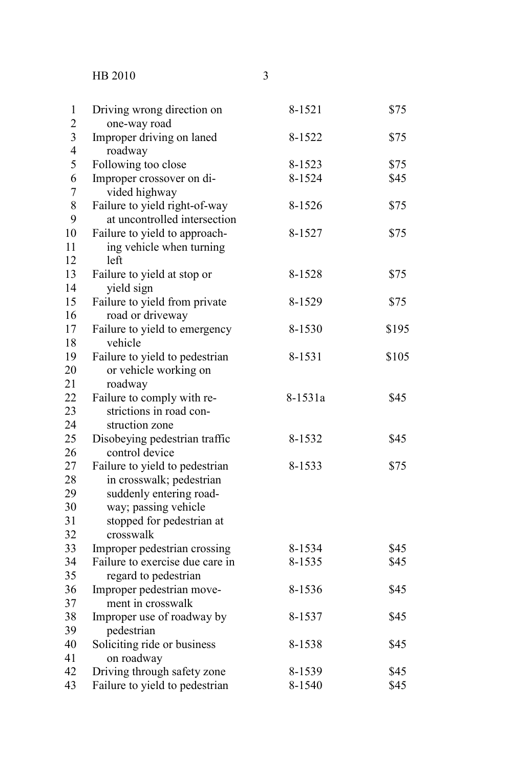| | | |
|---|---|---|
| Driving wrong direction on one-way road | 8-1521 | $75 |
| Improper driving on laned roadway | 8-1522 | $75 |
| Following too close | 8-1523 | $75 |
| Improper crossover on divided highway | 8-1524 | $45 |
| Failure to yield right-of-way at uncontrolled intersection | 8-1526 | $75 |
| Failure to yield to approaching vehicle when turning left | 8-1527 | $75 |
| Failure to yield at stop or yield sign | 8-1528 | $75 |
| Failure to yield from private road or driveway | 8-1529 | $75 |
| Failure to yield to emergency vehicle | 8-1530 | $195 |
| Failure to yield to pedestrian or vehicle working on roadway | 8-1531 | $105 |
| Failure to comply with restrictions in road construction zone | 8-1531a | $45 |
| Disobeying pedestrian traffic control device | 8-1532 | $45 |
| Failure to yield to pedestrian in crosswalk; pedestrian suddenly entering roadway; passing vehicle stopped for pedestrian at crosswalk | 8-1533 | $75 |
| Improper pedestrian crossing | 8-1534 | $45 |
| Failure to exercise due care in regard to pedestrian | 8-1535 | $45 |
| Improper pedestrian movement in crosswalk | 8-1536 | $45 |
| Improper use of roadway by pedestrian | 8-1537 | $45 |
| Soliciting ride or business on roadway | 8-1538 | $45 |
| Driving through safety zone | 8-1539 | $45 |
| Failure to yield to pedestrian | 8-1540 | $45 |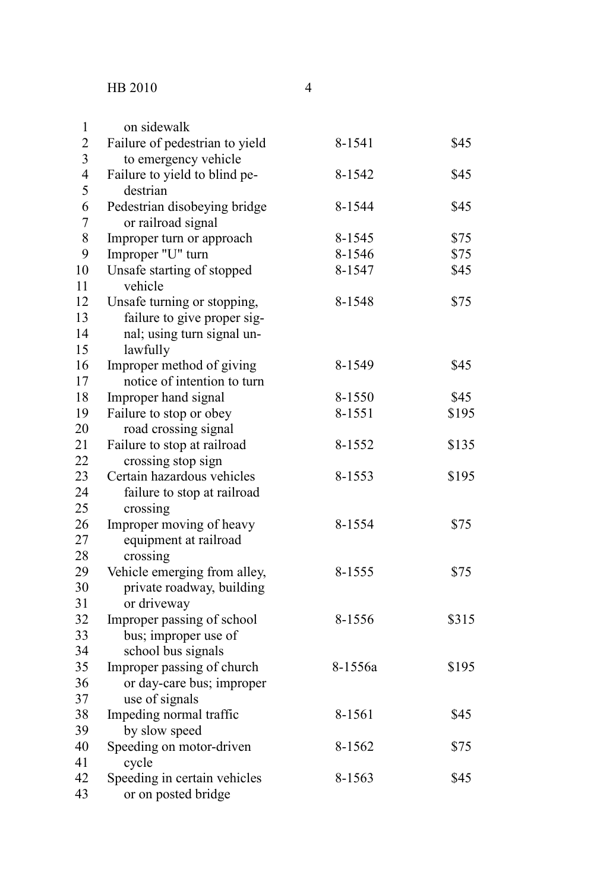| | | |
|---|---|---|
| on sidewalk | | |
| Failure of pedestrian to yield to emergency vehicle | 8-1541 | $45 |
| Failure to yield to blind pedestrian | 8-1542 | $45 |
| Pedestrian disobeying bridge or railroad signal | 8-1544 | $45 |
| Improper turn or approach | 8-1545 | $75 |
| Improper "U" turn | 8-1546 | $75 |
| Unsafe starting of stopped vehicle | 8-1547 | $45 |
| Unsafe turning or stopping, failure to give proper signal; using turn signal unlawfully | 8-1548 | $75 |
| Improper method of giving notice of intention to turn | 8-1549 | $45 |
| Improper hand signal | 8-1550 | $45 |
| Failure to stop or obey road crossing signal | 8-1551 | $195 |
| Failure to stop at railroad crossing stop sign | 8-1552 | $135 |
| Certain hazardous vehicles failure to stop at railroad crossing | 8-1553 | $195 |
| Improper moving of heavy equipment at railroad crossing | 8-1554 | $75 |
| Vehicle emerging from alley, private roadway, building or driveway | 8-1555 | $75 |
| Improper passing of school bus; improper use of school bus signals | 8-1556 | $315 |
| Improper passing of church or day-care bus; improper use of signals | 8-1556a | $195 |
| Impeding normal traffic by slow speed | 8-1561 | $45 |
| Speeding on motor-driven cycle | 8-1562 | $75 |
| Speeding in certain vehicles or on posted bridge | 8-1563 | $45 |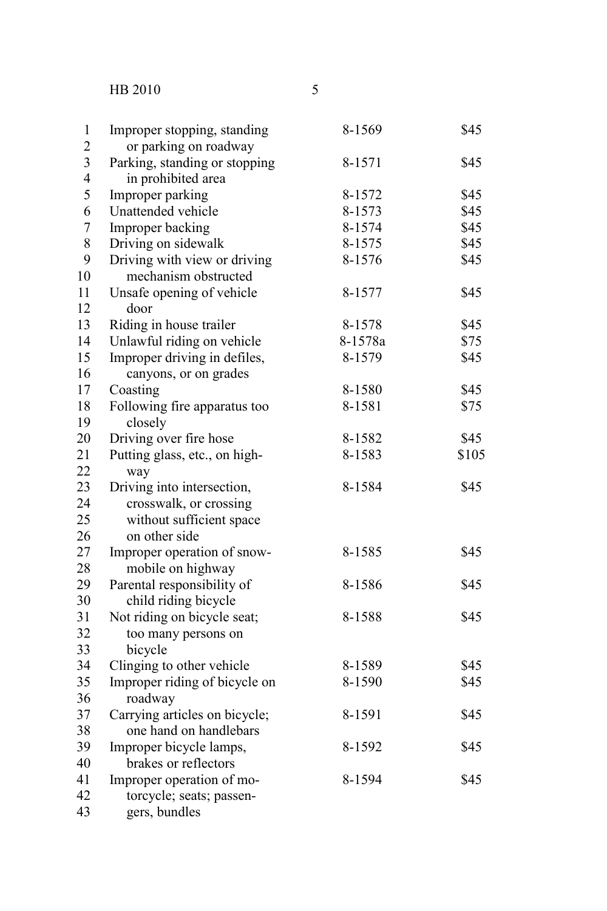| | | |
|---|---|---|
| Improper stopping, standing or parking on roadway | 8-1569 | $45 |
| Parking, standing or stopping in prohibited area | 8-1571 | $45 |
| Improper parking | 8-1572 | $45 |
| Unattended vehicle | 8-1573 | $45 |
| Improper backing | 8-1574 | $45 |
| Driving on sidewalk | 8-1575 | $45 |
| Driving with view or driving mechanism obstructed | 8-1576 | $45 |
| Unsafe opening of vehicle door | 8-1577 | $45 |
| Riding in house trailer | 8-1578 | $45 |
| Unlawful riding on vehicle | 8-1578a | $75 |
| Improper driving in defiles, canyons, or on grades | 8-1579 | $45 |
| Coasting | 8-1580 | $45 |
| Following fire apparatus too closely | 8-1581 | $75 |
| Driving over fire hose | 8-1582 | $45 |
| Putting glass, etc., on highway | 8-1583 | $105 |
| Driving into intersection, crosswalk, or crossing without sufficient space on other side | 8-1584 | $45 |
| Improper operation of snowmobile on highway | 8-1585 | $45 |
| Parental responsibility of child riding bicycle | 8-1586 | $45 |
| Not riding on bicycle seat; too many persons on bicycle | 8-1588 | $45 |
| Clinging to other vehicle | 8-1589 | $45 |
| Improper riding of bicycle on roadway | 8-1590 | $45 |
| Carrying articles on bicycle; one hand on handlebars | 8-1591 | $45 |
| Improper bicycle lamps, brakes or reflectors | 8-1592 | $45 |
| Improper operation of motorcycle; seats; passengers, bundles | 8-1594 | $45 |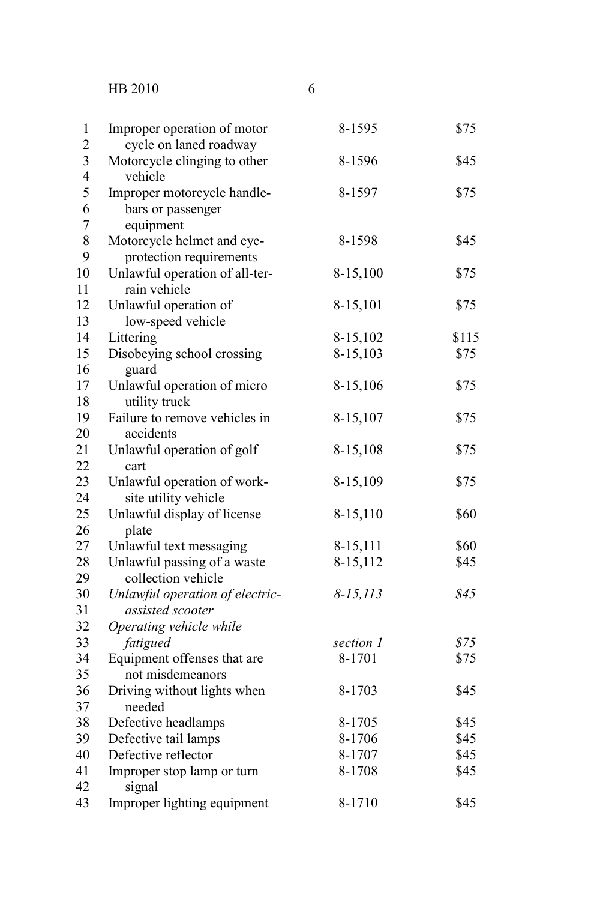| | | |
|---|---|---|
| Improper operation of motor cycle on laned roadway | 8-1595 | $75 |
| Motorcycle clinging to other vehicle | 8-1596 | $45 |
| Improper motorcycle handle-bars or passenger equipment | 8-1597 | $75 |
| Motorcycle helmet and eye-protection requirements | 8-1598 | $45 |
| Unlawful operation of all-terrain vehicle | 8-15,100 | $75 |
| Unlawful operation of low-speed vehicle | 8-15,101 | $75 |
| Littering | 8-15,102 | $115 |
| Disobeying school crossing guard | 8-15,103 | $75 |
| Unlawful operation of micro utility truck | 8-15,106 | $75 |
| Failure to remove vehicles in accidents | 8-15,107 | $75 |
| Unlawful operation of golf cart | 8-15,108 | $75 |
| Unlawful operation of work-site utility vehicle | 8-15,109 | $75 |
| Unlawful display of license plate | 8-15,110 | $60 |
| Unlawful text messaging | 8-15,111 | $60 |
| Unlawful passing of a waste collection vehicle | 8-15,112 | $45 |
| *Unlawful operation of electric-assisted scooter* | *8-15,113* | *$45* |
| *Operating vehicle while fatigued* | *section 1* | *$75* |
| Equipment offenses that are not misdemeanors | 8-1701 | $75 |
| Driving without lights when needed | 8-1703 | $45 |
| Defective headlamps | 8-1705 | $45 |
| Defective tail lamps | 8-1706 | $45 |
| Defective reflector | 8-1707 | $45 |
| Improper stop lamp or turn signal | 8-1708 | $45 |
| Improper lighting equipment | 8-1710 | $45 |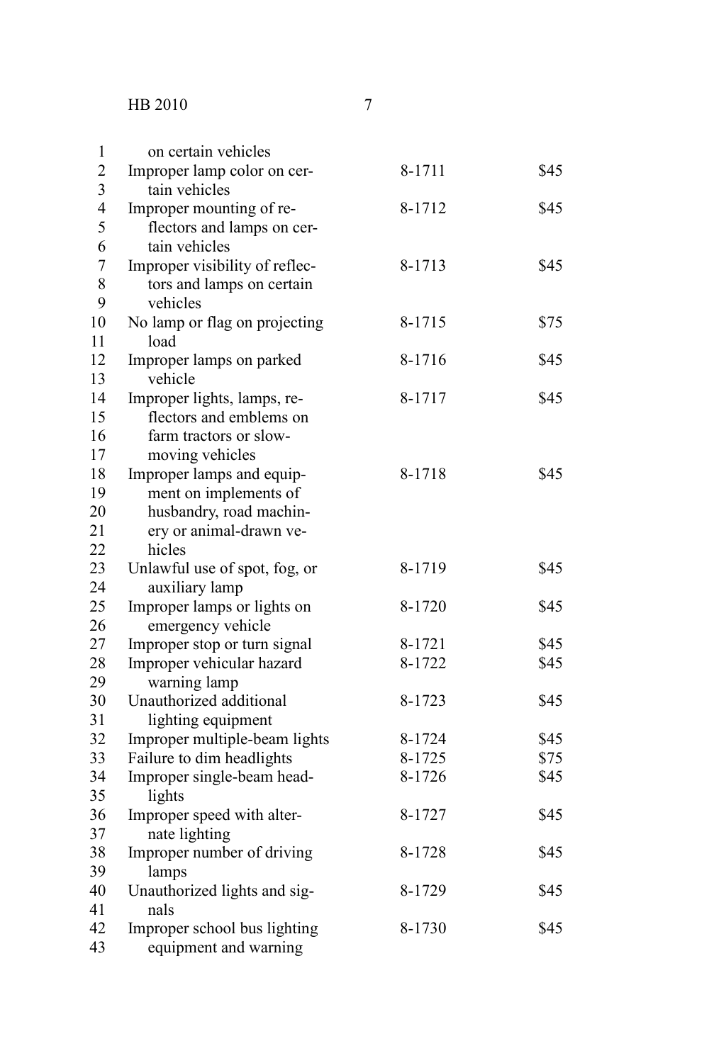| | | |
|---|---|---|
| on certain vehicles | | |
| Improper lamp color on certain vehicles | 8-1711 | $45 |
| Improper mounting of reflectors and lamps on certain vehicles | 8-1712 | $45 |
| Improper visibility of reflectors and lamps on certain vehicles | 8-1713 | $45 |
| No lamp or flag on projecting load | 8-1715 | $75 |
| Improper lamps on parked vehicle | 8-1716 | $45 |
| Improper lights, lamps, reflectors and emblems on farm tractors or slow-moving vehicles | 8-1717 | $45 |
| Improper lamps and equipment on implements of husbandry, road machinery or animal-drawn vehicles | 8-1718 | $45 |
| Unlawful use of spot, fog, or auxiliary lamp | 8-1719 | $45 |
| Improper lamps or lights on emergency vehicle | 8-1720 | $45 |
| Improper stop or turn signal | 8-1721 | $45 |
| Improper vehicular hazard warning lamp | 8-1722 | $45 |
| Unauthorized additional lighting equipment | 8-1723 | $45 |
| Improper multiple-beam lights | 8-1724 | $45 |
| Failure to dim headlights | 8-1725 | $75 |
| Improper single-beam headlights | 8-1726 | $45 |
| Improper speed with alternate lighting | 8-1727 | $45 |
| Improper number of driving lamps | 8-1728 | $45 |
| Unauthorized lights and signals | 8-1729 | $45 |
| Improper school bus lighting equipment and warning | 8-1730 | $45 |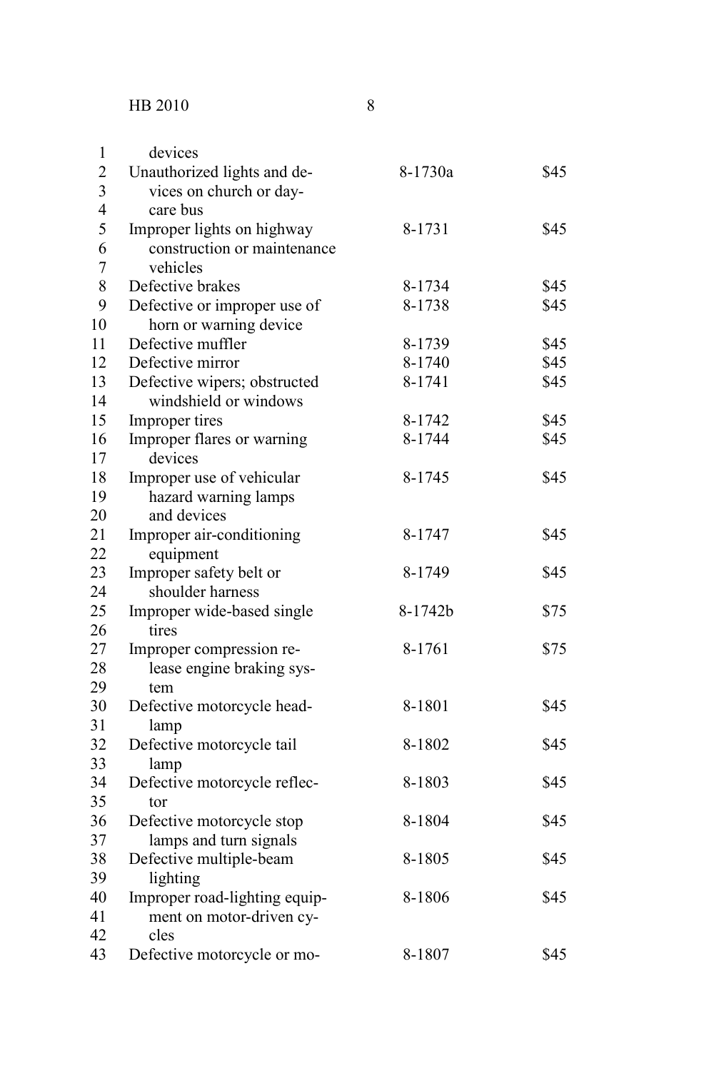| | | |
|---|---|---|
| devices | | |
| Unauthorized lights and devices on church or day-care bus | 8-1730a | $45 |
| Improper lights on highway construction or maintenance vehicles | 8-1731 | $45 |
| Defective brakes | 8-1734 | $45 |
| Defective or improper use of horn or warning device | 8-1738 | $45 |
| Defective muffler | 8-1739 | $45 |
| Defective mirror | 8-1740 | $45 |
| Defective wipers; obstructed windshield or windows | 8-1741 | $45 |
| Improper tires | 8-1742 | $45 |
| Improper flares or warning devices | 8-1744 | $45 |
| Improper use of vehicular hazard warning lamps and devices | 8-1745 | $45 |
| Improper air-conditioning equipment | 8-1747 | $45 |
| Improper safety belt or shoulder harness | 8-1749 | $45 |
| Improper wide-based single tires | 8-1742b | $75 |
| Improper compression release engine braking system | 8-1761 | $75 |
| Defective motorcycle headlamp | 8-1801 | $45 |
| Defective motorcycle tail lamp | 8-1802 | $45 |
| Defective motorcycle reflector | 8-1803 | $45 |
| Defective motorcycle stop lamps and turn signals | 8-1804 | $45 |
| Defective multiple-beam lighting | 8-1805 | $45 |
| Improper road-lighting equipment on motor-driven cycles | 8-1806 | $45 |
| Defective motorcycle or mo- | 8-1807 | $45 |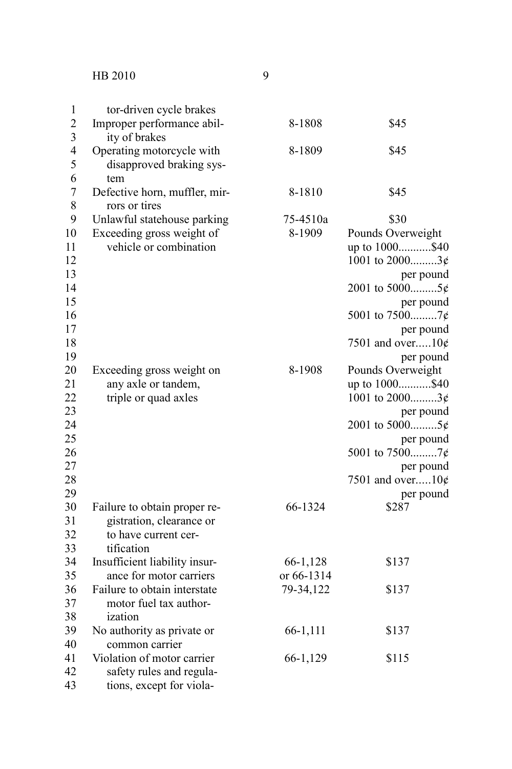| | | |
|---|---|---|
| tor-driven cycle brakes | | |
| Improper performance ability of brakes | 8-1808 | $45 |
| Operating motorcycle with disapproved braking system | 8-1809 | $45 |
| Defective horn, muffler, mirrors or tires | 8-1810 | $45 |
| Unlawful statehouse parking | 75-4510a | $30 |
| Exceeding gross weight of vehicle or combination | 8-1909 | Pounds Overweight<br>up to 1000...........$40<br>1001 to 2000.........3¢ per pound<br>2001 to 5000.........5¢ per pound<br>5001 to 7500.........7¢ per pound<br>7501 and over.....10¢ per pound |
| Exceeding gross weight on any axle or tandem, triple or quad axles | 8-1908 | Pounds Overweight<br>up to 1000...........$40<br>1001 to 2000.........3¢ per pound<br>2001 to 5000.........5¢ per pound<br>5001 to 7500.........7¢ per pound<br>7501 and over.....10¢ per pound |
| Failure to obtain proper registration, clearance or to have current certification | 66-1324 | $287 |
| Insufficient liability insurance for motor carriers | 66-1,128 or 66-1314 | $137 |
| Failure to obtain interstate motor fuel tax authorization | 79-34,122 | $137 |
| No authority as private or common carrier | 66-1,111 | $137 |
| Violation of motor carrier safety rules and regulations, except for viola- | 66-1,129 | $115 |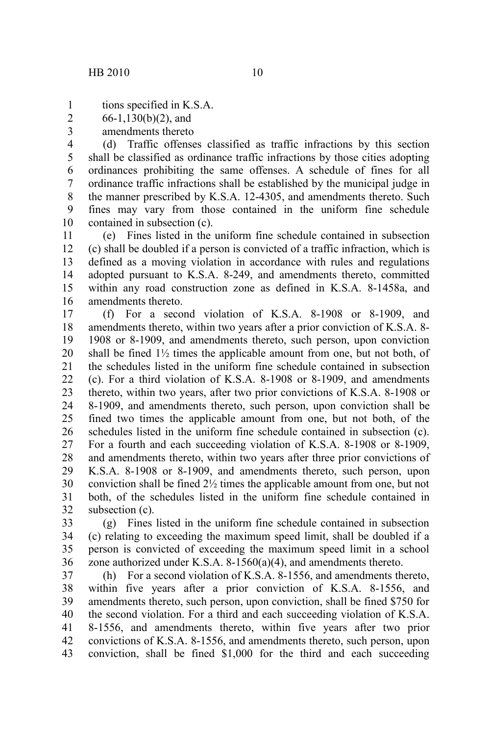tions specified in K.S.A.
66-1,130(b)(2), and
amendments thereto

(d) Traffic offenses classified as traffic infractions by this section shall be classified as ordinance traffic infractions by those cities adopting ordinances prohibiting the same offenses. A schedule of fines for all ordinance traffic infractions shall be established by the municipal judge in the manner prescribed by K.S.A. 12-4305, and amendments thereto. Such fines may vary from those contained in the uniform fine schedule contained in subsection (c).

(e) Fines listed in the uniform fine schedule contained in subsection (c) shall be doubled if a person is convicted of a traffic infraction, which is defined as a moving violation in accordance with rules and regulations adopted pursuant to K.S.A. 8-249, and amendments thereto, committed within any road construction zone as defined in K.S.A. 8-1458a, and amendments thereto.

(f) For a second violation of K.S.A. 8-1908 or 8-1909, and amendments thereto, within two years after a prior conviction of K.S.A. 8-1908 or 8-1909, and amendments thereto, such person, upon conviction shall be fined 1½ times the applicable amount from one, but not both, of the schedules listed in the uniform fine schedule contained in subsection (c). For a third violation of K.S.A. 8-1908 or 8-1909, and amendments thereto, within two years, after two prior convictions of K.S.A. 8-1908 or 8-1909, and amendments thereto, such person, upon conviction shall be fined two times the applicable amount from one, but not both, of the schedules listed in the uniform fine schedule contained in subsection (c). For a fourth and each succeeding violation of K.S.A. 8-1908 or 8-1909, and amendments thereto, within two years after three prior convictions of K.S.A. 8-1908 or 8-1909, and amendments thereto, such person, upon conviction shall be fined 2½ times the applicable amount from one, but not both, of the schedules listed in the uniform fine schedule contained in subsection (c).

(g) Fines listed in the uniform fine schedule contained in subsection (c) relating to exceeding the maximum speed limit, shall be doubled if a person is convicted of exceeding the maximum speed limit in a school zone authorized under K.S.A. 8-1560(a)(4), and amendments thereto.

(h) For a second violation of K.S.A. 8-1556, and amendments thereto, within five years after a prior conviction of K.S.A. 8-1556, and amendments thereto, such person, upon conviction, shall be fined $750 for the second violation. For a third and each succeeding violation of K.S.A. 8-1556, and amendments thereto, within five years after two prior convictions of K.S.A. 8-1556, and amendments thereto, such person, upon conviction, shall be fined $1,000 for the third and each succeeding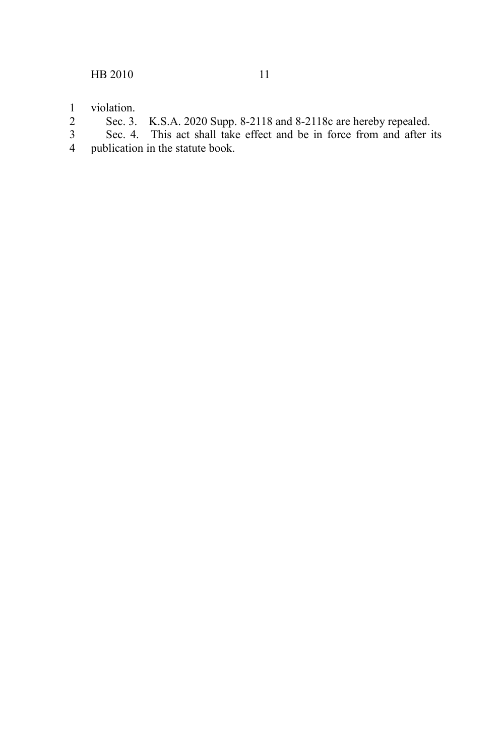violation.

Sec. 3. K.S.A. 2020 Supp. 8-2118 and 8-2118c are hereby repealed.

Sec. 4. This act shall take effect and be in force from and after its publication in the statute book.